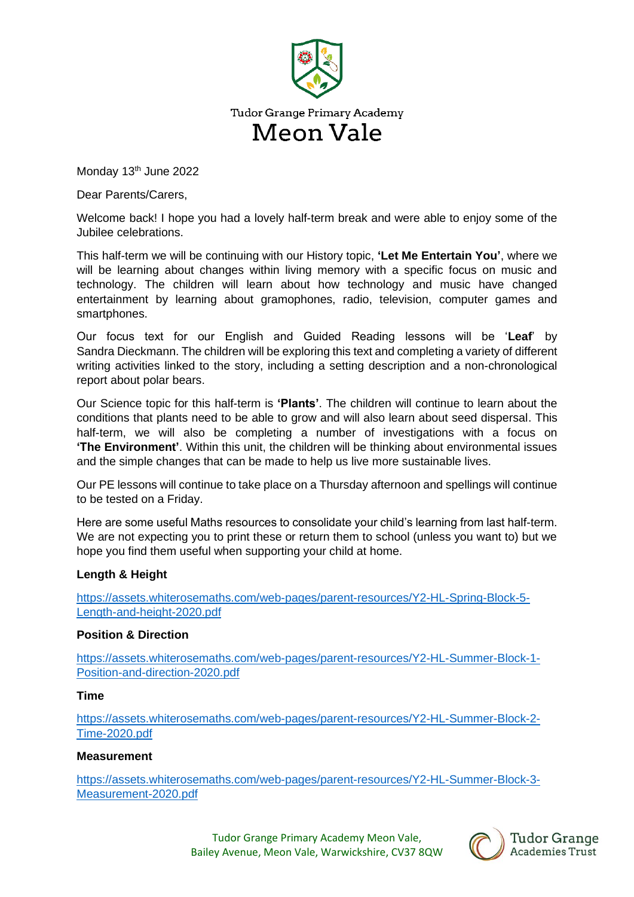Tudor Grange Primary Academy

# Meon Vale

Monday 13th June 2022

Dear Parents/Carers,

Welcome back! I hope you had a lovely half-term break and were able to enjoy some of the Jubilee celebrations.

This half-term we will be continuing with our History topic, **'Let Me Entertain You'**, where we will be learning about changes within living memory with a specific focus on music and technology. The children will learn about how technology and music have changed entertainment by learning about gramophones, radio, television, computer games and smartphones.

Our focus text for our English and Guided Reading lessons will be '**Leaf**' by Sandra Dieckmann. The children will be exploring this text and completing a variety of different writing activities linked to the story, including a setting description and a non-chronological report about polar bears.

Our Science topic for this half-term is **'Plants'**. The children will continue to learn about the conditions that plants need to be able to grow and will also learn about seed dispersal. This half-term, we will also be completing a number of investigations with a focus on **'The Environment'**. Within this unit, the children will be thinking about environmental issues and the simple changes that can be made to help us live more sustainable lives.

Our PE lessons will continue to take place on a Thursday afternoon and spellings will continue to be tested on a Friday.

Here are some useful Maths resources to consolidate your child's learning from last half-term. We are not expecting you to print these or return them to school (unless you want to) but we hope you find them useful when supporting your child at home.

**Length & Height**

https://assets.whiterosemaths.com/web-pages/parent-resources/Y2-HL-Spring-Block-5-Length-and-height-2020.pdf

**Position & Direction**

https://assets.whiterosemaths.com/web-pages/parent-resources/Y2-HL-Summer-Block-1-Position-and-direction-2020.pdf

**Time**

https://assets.whiterosemaths.com/web-pages/parent-resources/Y2-HL-Summer-Block-2-Time-2020.pdf

**Measurement**

https://assets.whiterosemaths.com/web-pages/parent-resources/Y2-HL-Summer-Block-3-Measurement-2020.pdf

Tudor Grange Primary Academy Meon Vale,
Bailey Avenue, Meon Vale, Warwickshire, CV37 8QW

Tudor Grange Academies Trust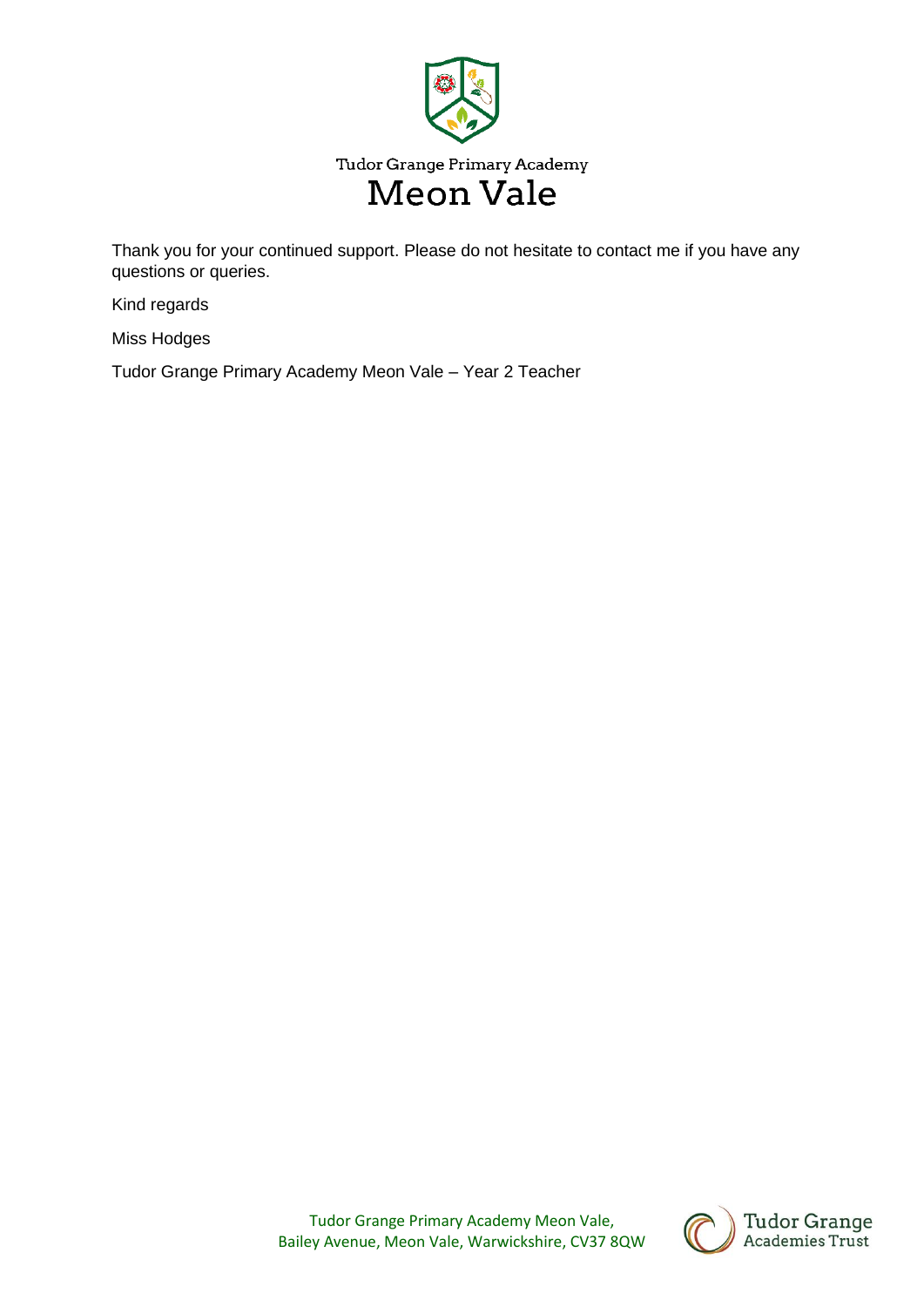Thank you for your continued support. Please do not hesitate to contact me if you have any questions or queries.

Kind regards

Miss Hodges

Tudor Grange Primary Academy Meon Vale – Year 2 Teacher